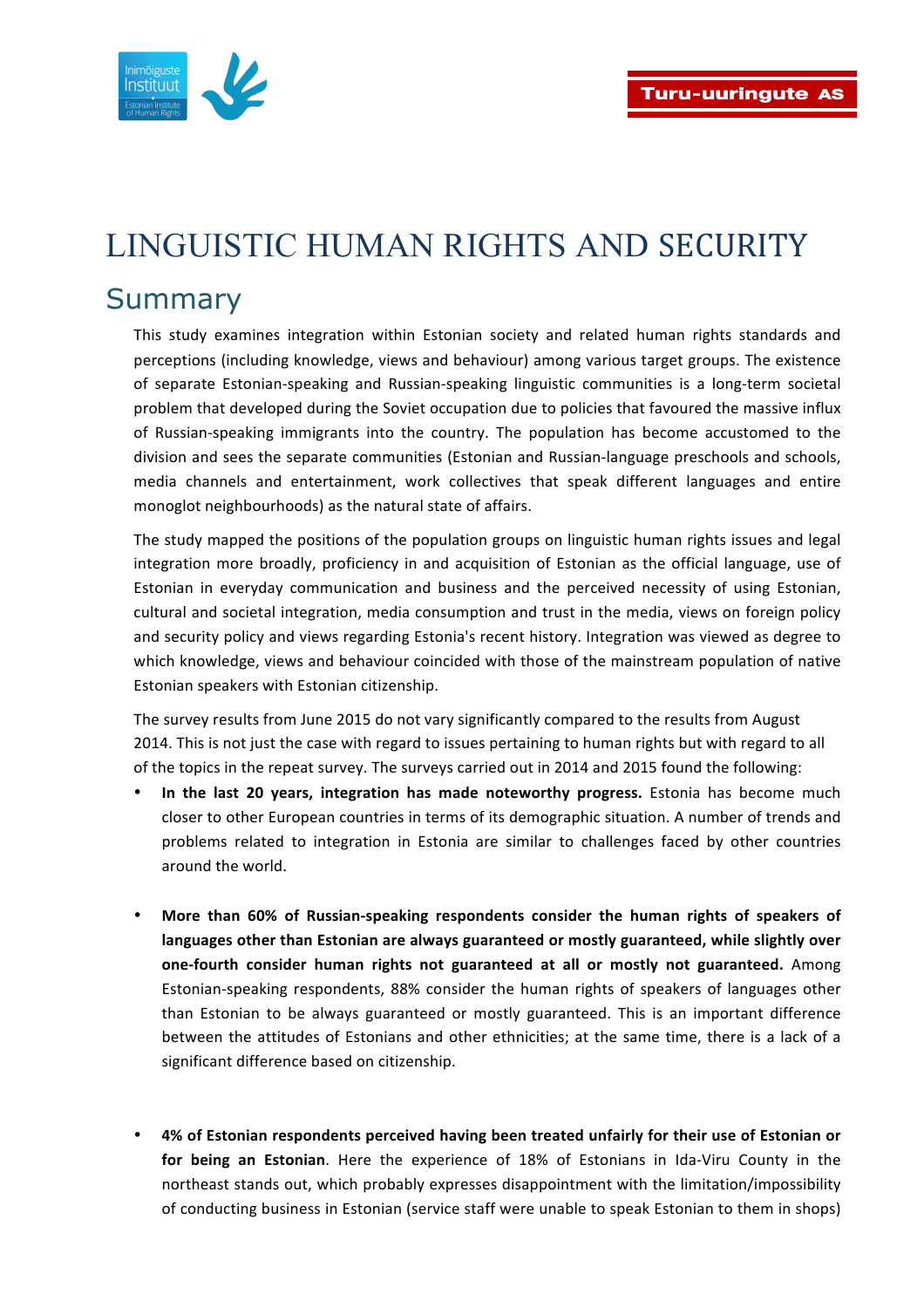# LINGUISTIC HUMAN RIGHTS AND SECURITY

## Summary

This study examines integration within Estonian society and related human rights standards and perceptions (including knowledge, views and behaviour) among various target groups. The existence of separate Estonian-speaking and Russian-speaking linguistic communities is a long-term societal problem that developed during the Soviet occupation due to policies that favoured the massive influx of Russian-speaking immigrants into the country. The population has become accustomed to the division and sees the separate communities (Estonian and Russian-language preschools and schools, media channels and entertainment, work collectives that speak different languages and entire monoglot neighbourhoods) as the natural state of affairs.

The study mapped the positions of the population groups on linguistic human rights issues and legal integration more broadly, proficiency in and acquisition of Estonian as the official language, use of Estonian in everyday communication and business and the perceived necessity of using Estonian, cultural and societal integration, media consumption and trust in the media, views on foreign policy and security policy and views regarding Estonia's recent history. Integration was viewed as degree to which knowledge, views and behaviour coincided with those of the mainstream population of native Estonian speakers with Estonian citizenship.

The survey results from June 2015 do not vary significantly compared to the results from August 2014. This is not just the case with regard to issues pertaining to human rights but with regard to all of the topics in the repeat survey. The surveys carried out in 2014 and 2015 found the following:

- **In the last 20 years, integration has made noteworthy progress.** Estonia has become much closer to other European countries in terms of its demographic situation. A number of trends and problems related to integration in Estonia are similar to challenges faced by other countries around the world.

- **More than 60% of Russian-speaking respondents consider the human rights of speakers of languages other than Estonian are always guaranteed or mostly guaranteed, while slightly over one-fourth consider human rights not guaranteed at all or mostly not guaranteed.** Among Estonian-speaking respondents, 88% consider the human rights of speakers of languages other than Estonian to be always guaranteed or mostly guaranteed. This is an important difference between the attitudes of Estonians and other ethnicities; at the same time, there is a lack of a significant difference based on citizenship.

- **4% of Estonian respondents perceived having been treated unfairly for their use of Estonian or for being an Estonian**. Here the experience of 18% of Estonians in Ida-Viru County in the northeast stands out, which probably expresses disappointment with the limitation/impossibility of conducting business in Estonian (service staff were unable to speak Estonian to them in shops)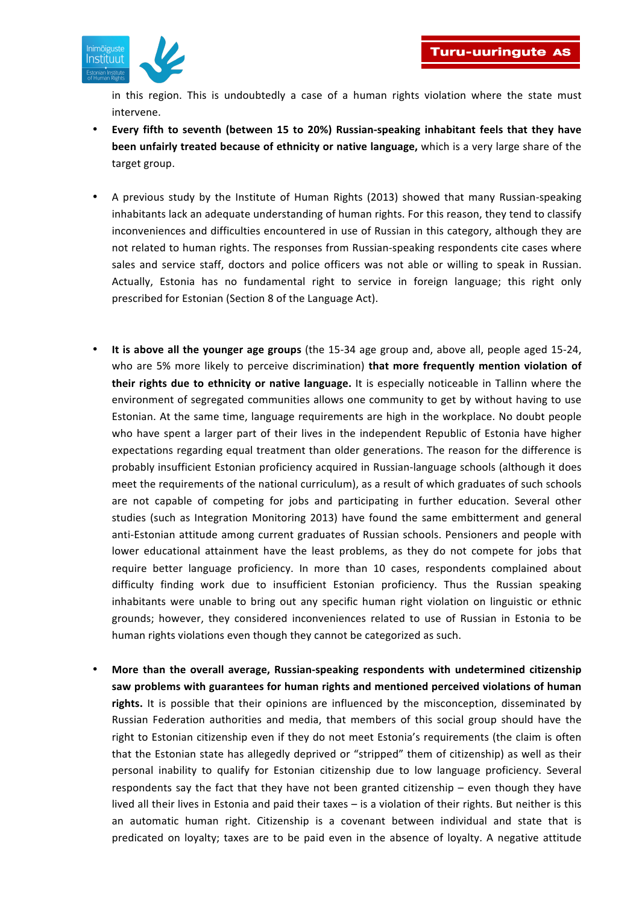in this region. This is undoubtedly a case of a human rights violation where the state must intervene.

- **Every fifth to seventh (between 15 to 20%) Russian-speaking inhabitant feels that they have been unfairly treated because of ethnicity or native language,** which is a very large share of the target group.

- A previous study by the Institute of Human Rights (2013) showed that many Russian-speaking inhabitants lack an adequate understanding of human rights. For this reason, they tend to classify inconveniences and difficulties encountered in use of Russian in this category, although they are not related to human rights. The responses from Russian-speaking respondents cite cases where sales and service staff, doctors and police officers was not able or willing to speak in Russian. Actually, Estonia has no fundamental right to service in foreign language; this right only prescribed for Estonian (Section 8 of the Language Act).

- **It is above all the younger age groups** (the 15-34 age group and, above all, people aged 15-24, who are 5% more likely to perceive discrimination) **that more frequently mention violation of their rights due to ethnicity or native language.** It is especially noticeable in Tallinn where the environment of segregated communities allows one community to get by without having to use Estonian. At the same time, language requirements are high in the workplace. No doubt people who have spent a larger part of their lives in the independent Republic of Estonia have higher expectations regarding equal treatment than older generations. The reason for the difference is probably insufficient Estonian proficiency acquired in Russian-language schools (although it does meet the requirements of the national curriculum), as a result of which graduates of such schools are not capable of competing for jobs and participating in further education. Several other studies (such as Integration Monitoring 2013) have found the same embitterment and general anti-Estonian attitude among current graduates of Russian schools. Pensioners and people with lower educational attainment have the least problems, as they do not compete for jobs that require better language proficiency. In more than 10 cases, respondents complained about difficulty finding work due to insufficient Estonian proficiency. Thus the Russian speaking inhabitants were unable to bring out any specific human right violation on linguistic or ethnic grounds; however, they considered inconveniences related to use of Russian in Estonia to be human rights violations even though they cannot be categorized as such.

- **More than the overall average, Russian-speaking respondents with undetermined citizenship saw problems with guarantees for human rights and mentioned perceived violations of human rights.** It is possible that their opinions are influenced by the misconception, disseminated by Russian Federation authorities and media, that members of this social group should have the right to Estonian citizenship even if they do not meet Estonia's requirements (the claim is often that the Estonian state has allegedly deprived or "stripped" them of citizenship) as well as their personal inability to qualify for Estonian citizenship due to low language proficiency. Several respondents say the fact that they have not been granted citizenship – even though they have lived all their lives in Estonia and paid their taxes – is a violation of their rights. But neither is this an automatic human right. Citizenship is a covenant between individual and state that is predicated on loyalty; taxes are to be paid even in the absence of loyalty. A negative attitude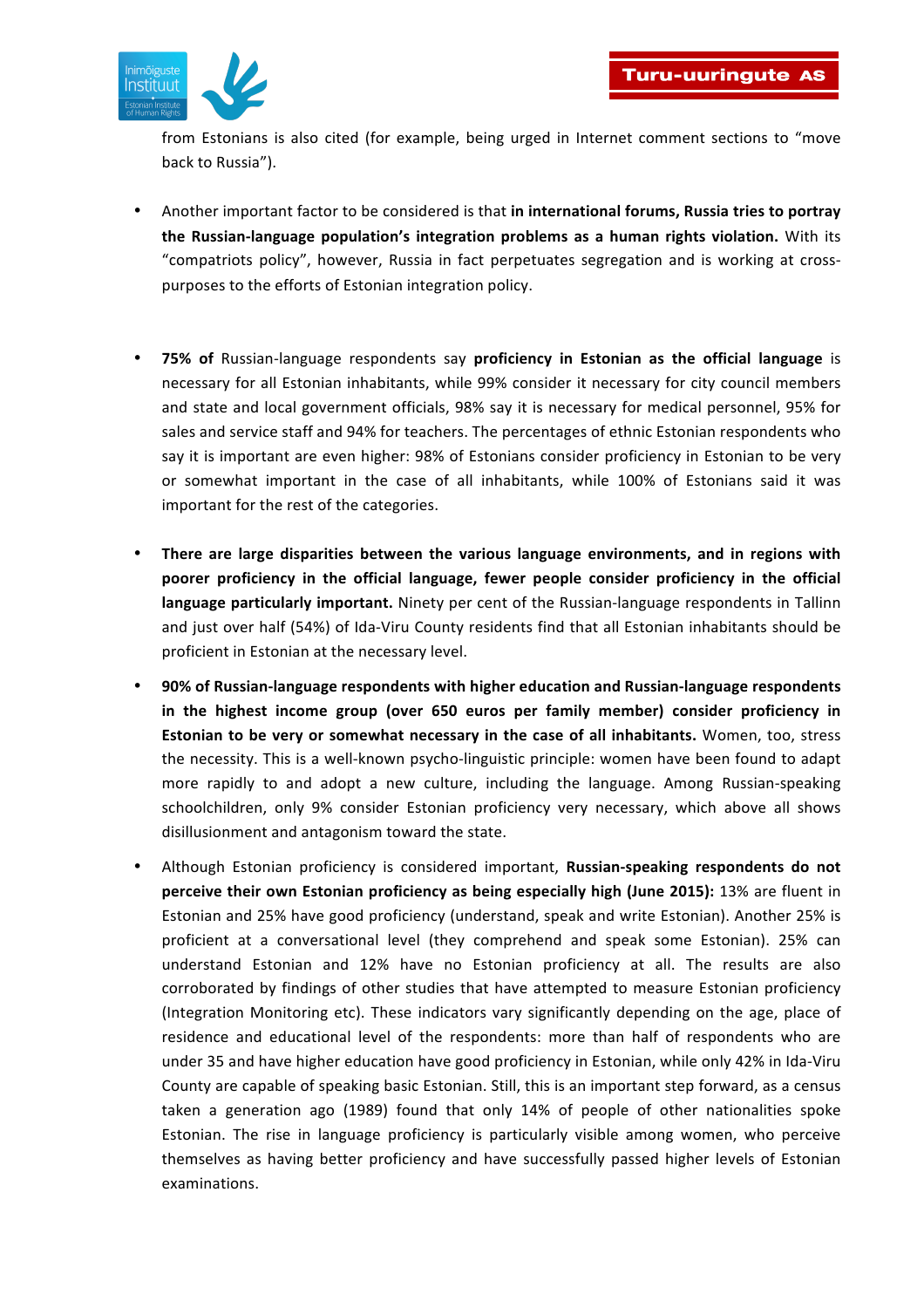from Estonians is also cited (for example, being urged in Internet comment sections to "move back to Russia").

- Another important factor to be considered is that **in international forums, Russia tries to portray the Russian-language population's integration problems as a human rights violation.** With its "compatriots policy", however, Russia in fact perpetuates segregation and is working at cross-purposes to the efforts of Estonian integration policy.

- **75% of** Russian-language respondents say **proficiency in Estonian as the official language** is necessary for all Estonian inhabitants, while 99% consider it necessary for city council members and state and local government officials, 98% say it is necessary for medical personnel, 95% for sales and service staff and 94% for teachers. The percentages of ethnic Estonian respondents who say it is important are even higher: 98% of Estonians consider proficiency in Estonian to be very or somewhat important in the case of all inhabitants, while 100% of Estonians said it was important for the rest of the categories.

- **There are large disparities between the various language environments, and in regions with poorer proficiency in the official language, fewer people consider proficiency in the official language particularly important.** Ninety per cent of the Russian-language respondents in Tallinn and just over half (54%) of Ida-Viru County residents find that all Estonian inhabitants should be proficient in Estonian at the necessary level.

- **90% of Russian-language respondents with higher education and Russian-language respondents in the highest income group (over 650 euros per family member) consider proficiency in Estonian to be very or somewhat necessary in the case of all inhabitants.** Women, too, stress the necessity. This is a well-known psycho-linguistic principle: women have been found to adapt more rapidly to and adopt a new culture, including the language. Among Russian-speaking schoolchildren, only 9% consider Estonian proficiency very necessary, which above all shows disillusionment and antagonism toward the state.

- Although Estonian proficiency is considered important, **Russian-speaking respondents do not perceive their own Estonian proficiency as being especially high (June 2015):** 13% are fluent in Estonian and 25% have good proficiency (understand, speak and write Estonian). Another 25% is proficient at a conversational level (they comprehend and speak some Estonian). 25% can understand Estonian and 12% have no Estonian proficiency at all. The results are also corroborated by findings of other studies that have attempted to measure Estonian proficiency (Integration Monitoring etc). These indicators vary significantly depending on the age, place of residence and educational level of the respondents: more than half of respondents who are under 35 and have higher education have good proficiency in Estonian, while only 42% in Ida-Viru County are capable of speaking basic Estonian. Still, this is an important step forward, as a census taken a generation ago (1989) found that only 14% of people of other nationalities spoke Estonian. The rise in language proficiency is particularly visible among women, who perceive themselves as having better proficiency and have successfully passed higher levels of Estonian examinations.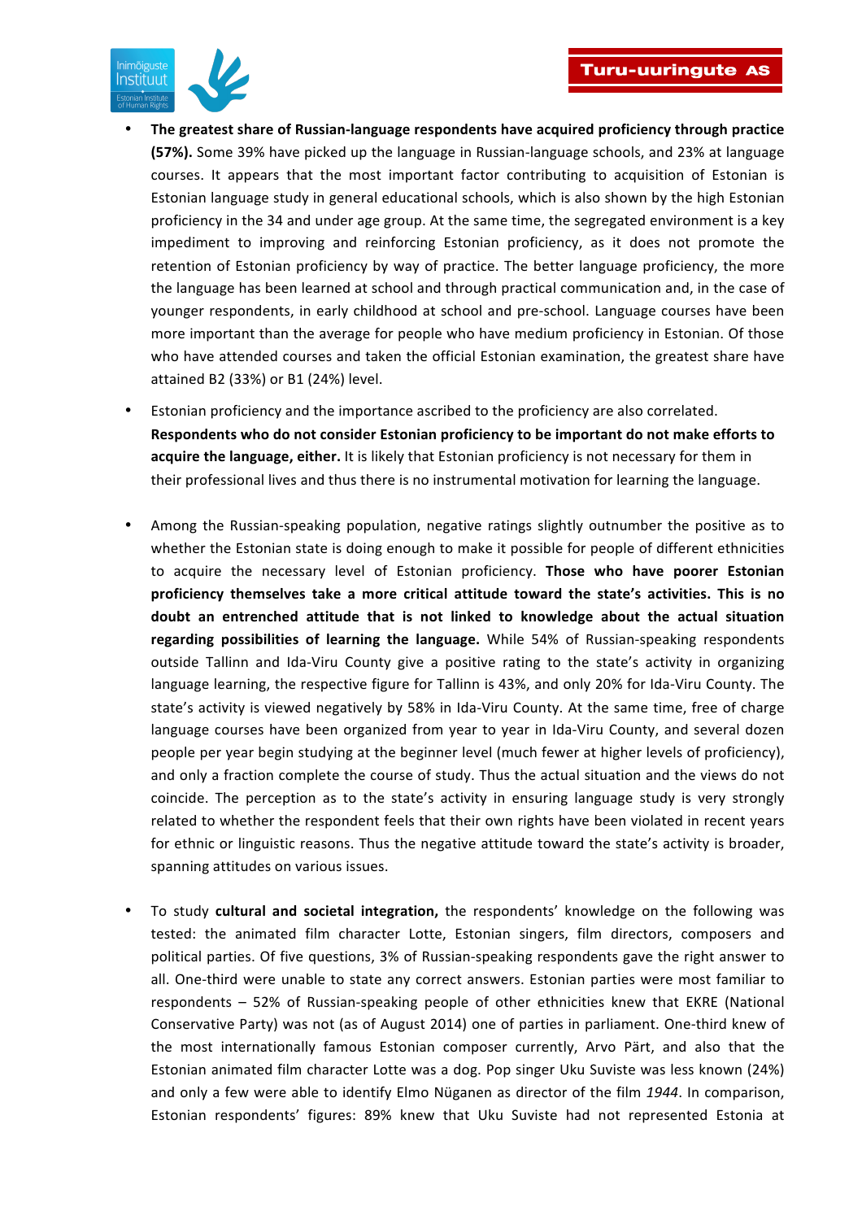- **The greatest share of Russian-language respondents have acquired proficiency through practice (57%).** Some 39% have picked up the language in Russian-language schools, and 23% at language courses. It appears that the most important factor contributing to acquisition of Estonian is Estonian language study in general educational schools, which is also shown by the high Estonian proficiency in the 34 and under age group. At the same time, the segregated environment is a key impediment to improving and reinforcing Estonian proficiency, as it does not promote the retention of Estonian proficiency by way of practice. The better language proficiency, the more the language has been learned at school and through practical communication and, in the case of younger respondents, in early childhood at school and pre-school. Language courses have been more important than the average for people who have medium proficiency in Estonian. Of those who have attended courses and taken the official Estonian examination, the greatest share have attained B2 (33%) or B1 (24%) level.

- Estonian proficiency and the importance ascribed to the proficiency are also correlated. **Respondents who do not consider Estonian proficiency to be important do not make efforts to acquire the language, either.** It is likely that Estonian proficiency is not necessary for them in their professional lives and thus there is no instrumental motivation for learning the language.

- Among the Russian-speaking population, negative ratings slightly outnumber the positive as to whether the Estonian state is doing enough to make it possible for people of different ethnicities to acquire the necessary level of Estonian proficiency. **Those who have poorer Estonian proficiency themselves take a more critical attitude toward the state's activities. This is no doubt an entrenched attitude that is not linked to knowledge about the actual situation regarding possibilities of learning the language.** While 54% of Russian-speaking respondents outside Tallinn and Ida-Viru County give a positive rating to the state's activity in organizing language learning, the respective figure for Tallinn is 43%, and only 20% for Ida-Viru County. The state's activity is viewed negatively by 58% in Ida-Viru County. At the same time, free of charge language courses have been organized from year to year in Ida-Viru County, and several dozen people per year begin studying at the beginner level (much fewer at higher levels of proficiency), and only a fraction complete the course of study. Thus the actual situation and the views do not coincide. The perception as to the state's activity in ensuring language study is very strongly related to whether the respondent feels that their own rights have been violated in recent years for ethnic or linguistic reasons. Thus the negative attitude toward the state's activity is broader, spanning attitudes on various issues.

- To study **cultural and societal integration,** the respondents' knowledge on the following was tested: the animated film character Lotte, Estonian singers, film directors, composers and political parties. Of five questions, 3% of Russian-speaking respondents gave the right answer to all. One-third were unable to state any correct answers. Estonian parties were most familiar to respondents – 52% of Russian-speaking people of other ethnicities knew that EKRE (National Conservative Party) was not (as of August 2014) one of parties in parliament. One-third knew of the most internationally famous Estonian composer currently, Arvo Pärt, and also that the Estonian animated film character Lotte was a dog. Pop singer Uku Suviste was less known (24%) and only a few were able to identify Elmo Nüganen as director of the film *1944*. In comparison, Estonian respondents' figures: 89% knew that Uku Suviste had not represented Estonia at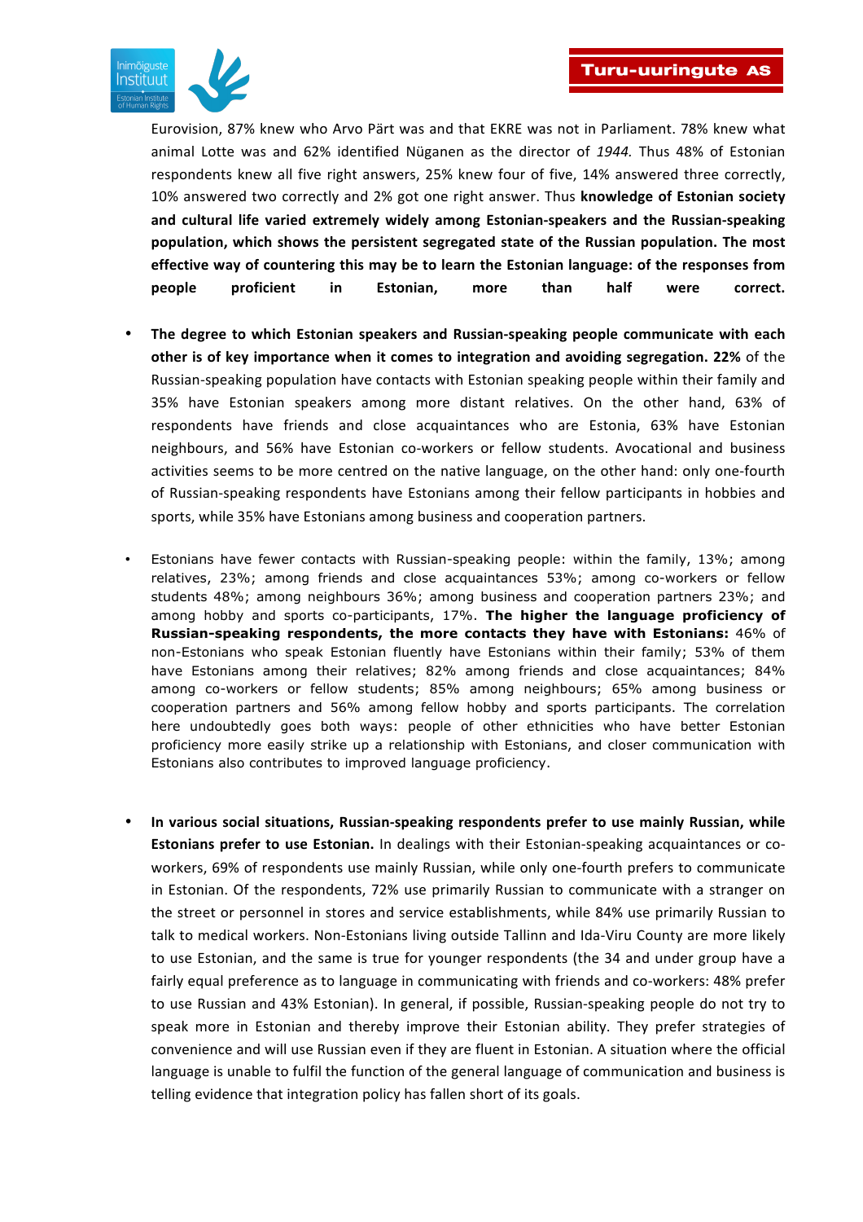Eurovision, 87% knew who Arvo Pärt was and that EKRE was not in Parliament. 78% knew what animal Lotte was and 62% identified Nüganen as the director of *1944.* Thus 48% of Estonian respondents knew all five right answers, 25% knew four of five, 14% answered three correctly, 10% answered two correctly and 2% got one right answer. Thus **knowledge of Estonian society and cultural life varied extremely widely among Estonian-speakers and the Russian-speaking population, which shows the persistent segregated state of the Russian population. The most effective way of countering this may be to learn the Estonian language: of the responses from people proficient in Estonian, more than half were correct.**

- **The degree to which Estonian speakers and Russian-speaking people communicate with each other is of key importance when it comes to integration and avoiding segregation. 22%** of the Russian-speaking population have contacts with Estonian speaking people within their family and 35% have Estonian speakers among more distant relatives. On the other hand, 63% of respondents have friends and close acquaintances who are Estonia, 63% have Estonian neighbours, and 56% have Estonian co-workers or fellow students. Avocational and business activities seems to be more centred on the native language, on the other hand: only one-fourth of Russian-speaking respondents have Estonians among their fellow participants in hobbies and sports, while 35% have Estonians among business and cooperation partners.

- Estonians have fewer contacts with Russian-speaking people: within the family, 13%; among relatives, 23%; among friends and close acquaintances 53%; among co-workers or fellow students 48%; among neighbours 36%; among business and cooperation partners 23%; and among hobby and sports co-participants, 17%. **The higher the language proficiency of Russian-speaking respondents, the more contacts they have with Estonians:** 46% of non-Estonians who speak Estonian fluently have Estonians within their family; 53% of them have Estonians among their relatives; 82% among friends and close acquaintances; 84% among co-workers or fellow students; 85% among neighbours; 65% among business or cooperation partners and 56% among fellow hobby and sports participants. The correlation here undoubtedly goes both ways: people of other ethnicities who have better Estonian proficiency more easily strike up a relationship with Estonians, and closer communication with Estonians also contributes to improved language proficiency.

- **In various social situations, Russian-speaking respondents prefer to use mainly Russian, while Estonians prefer to use Estonian.** In dealings with their Estonian-speaking acquaintances or co-workers, 69% of respondents use mainly Russian, while only one-fourth prefers to communicate in Estonian. Of the respondents, 72% use primarily Russian to communicate with a stranger on the street or personnel in stores and service establishments, while 84% use primarily Russian to talk to medical workers. Non-Estonians living outside Tallinn and Ida-Viru County are more likely to use Estonian, and the same is true for younger respondents (the 34 and under group have a fairly equal preference as to language in communicating with friends and co-workers: 48% prefer to use Russian and 43% Estonian). In general, if possible, Russian-speaking people do not try to speak more in Estonian and thereby improve their Estonian ability. They prefer strategies of convenience and will use Russian even if they are fluent in Estonian. A situation where the official language is unable to fulfil the function of the general language of communication and business is telling evidence that integration policy has fallen short of its goals.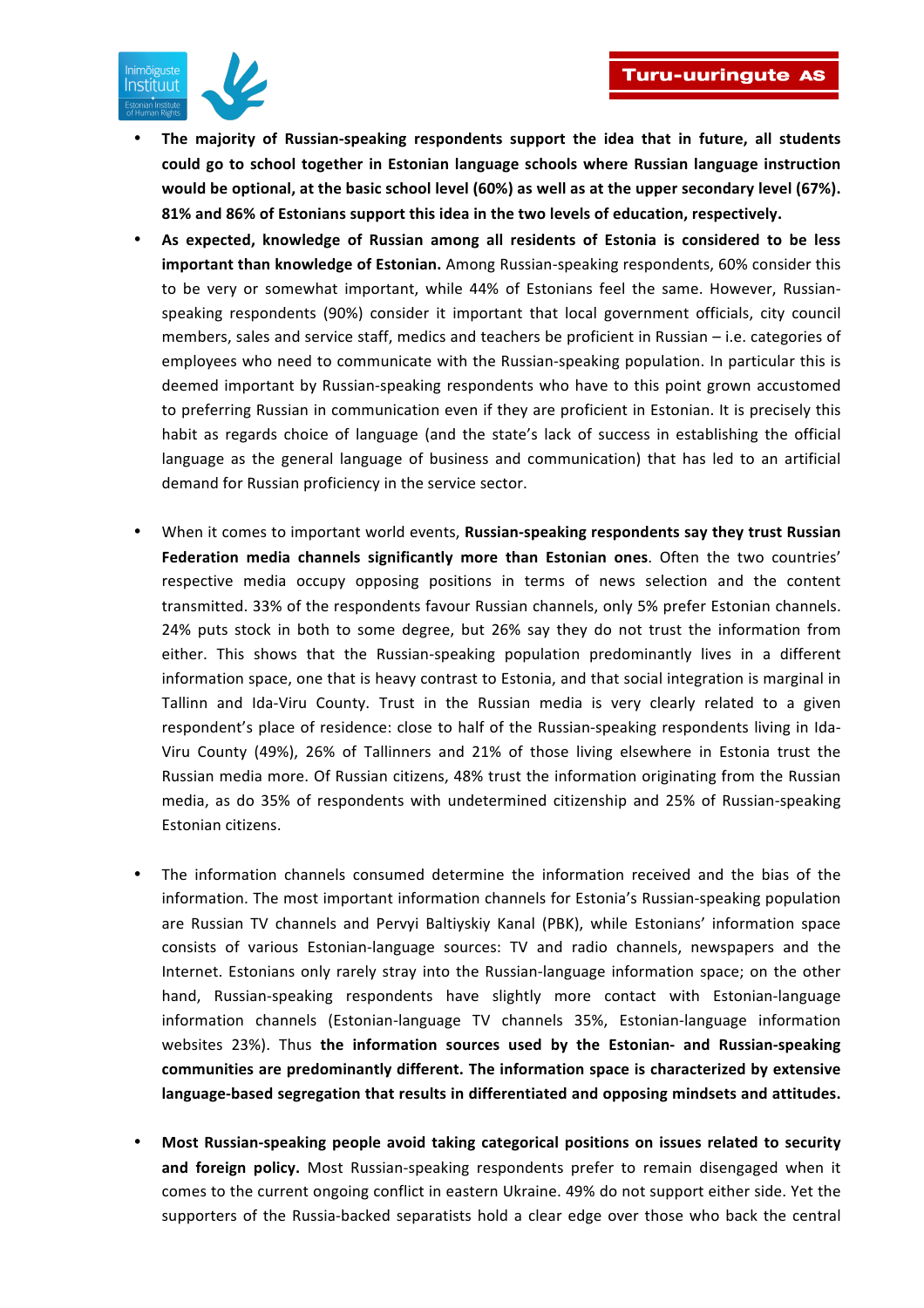- **The majority of Russian-speaking respondents support the idea that in future, all students could go to school together in Estonian language schools where Russian language instruction would be optional, at the basic school level (60%) as well as at the upper secondary level (67%). 81% and 86% of Estonians support this idea in the two levels of education, respectively.**
- **As expected, knowledge of Russian among all residents of Estonia is considered to be less important than knowledge of Estonian.** Among Russian-speaking respondents, 60% consider this to be very or somewhat important, while 44% of Estonians feel the same. However, Russian-speaking respondents (90%) consider it important that local government officials, city council members, sales and service staff, medics and teachers be proficient in Russian – i.e. categories of employees who need to communicate with the Russian-speaking population. In particular this is deemed important by Russian-speaking respondents who have to this point grown accustomed to preferring Russian in communication even if they are proficient in Estonian. It is precisely this habit as regards choice of language (and the state's lack of success in establishing the official language as the general language of business and communication) that has led to an artificial demand for Russian proficiency in the service sector.

- When it comes to important world events, **Russian-speaking respondents say they trust Russian Federation media channels significantly more than Estonian ones**. Often the two countries' respective media occupy opposing positions in terms of news selection and the content transmitted. 33% of the respondents favour Russian channels, only 5% prefer Estonian channels. 24% puts stock in both to some degree, but 26% say they do not trust the information from either. This shows that the Russian-speaking population predominantly lives in a different information space, one that is heavy contrast to Estonia, and that social integration is marginal in Tallinn and Ida-Viru County. Trust in the Russian media is very clearly related to a given respondent's place of residence: close to half of the Russian-speaking respondents living in Ida-Viru County (49%), 26% of Tallinners and 21% of those living elsewhere in Estonia trust the Russian media more. Of Russian citizens, 48% trust the information originating from the Russian media, as do 35% of respondents with undetermined citizenship and 25% of Russian-speaking Estonian citizens.

- The information channels consumed determine the information received and the bias of the information. The most important information channels for Estonia's Russian-speaking population are Russian TV channels and Pervyi Baltiyskiy Kanal (PBK), while Estonians' information space consists of various Estonian-language sources: TV and radio channels, newspapers and the Internet. Estonians only rarely stray into the Russian-language information space; on the other hand, Russian-speaking respondents have slightly more contact with Estonian-language information channels (Estonian-language TV channels 35%, Estonian-language information websites 23%). Thus **the information sources used by the Estonian- and Russian-speaking communities are predominantly different. The information space is characterized by extensive language-based segregation that results in differentiated and opposing mindsets and attitudes.**

- **Most Russian-speaking people avoid taking categorical positions on issues related to security and foreign policy.** Most Russian-speaking respondents prefer to remain disengaged when it comes to the current ongoing conflict in eastern Ukraine. 49% do not support either side. Yet the supporters of the Russia-backed separatists hold a clear edge over those who back the central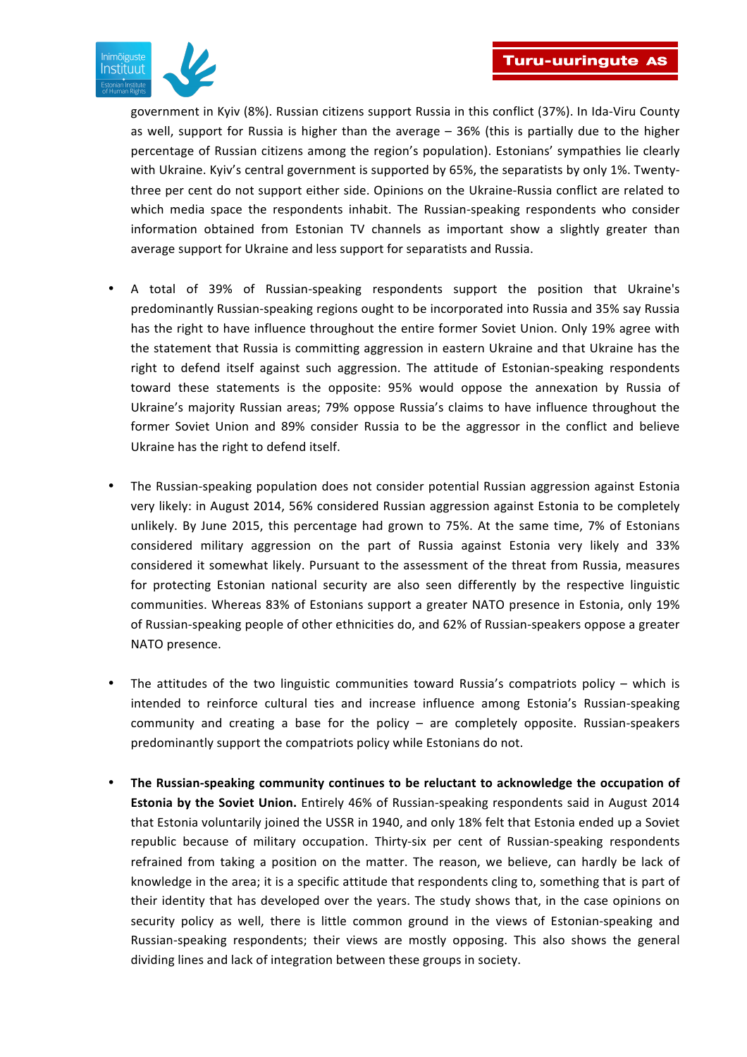government in Kyiv (8%). Russian citizens support Russia in this conflict (37%). In Ida-Viru County as well, support for Russia is higher than the average – 36% (this is partially due to the higher percentage of Russian citizens among the region's population). Estonians' sympathies lie clearly with Ukraine. Kyiv's central government is supported by 65%, the separatists by only 1%. Twenty-three per cent do not support either side. Opinions on the Ukraine-Russia conflict are related to which media space the respondents inhabit. The Russian-speaking respondents who consider information obtained from Estonian TV channels as important show a slightly greater than average support for Ukraine and less support for separatists and Russia.

- A total of 39% of Russian-speaking respondents support the position that Ukraine's predominantly Russian-speaking regions ought to be incorporated into Russia and 35% say Russia has the right to have influence throughout the entire former Soviet Union. Only 19% agree with the statement that Russia is committing aggression in eastern Ukraine and that Ukraine has the right to defend itself against such aggression. The attitude of Estonian-speaking respondents toward these statements is the opposite: 95% would oppose the annexation by Russia of Ukraine's majority Russian areas; 79% oppose Russia's claims to have influence throughout the former Soviet Union and 89% consider Russia to be the aggressor in the conflict and believe Ukraine has the right to defend itself.

- The Russian-speaking population does not consider potential Russian aggression against Estonia very likely: in August 2014, 56% considered Russian aggression against Estonia to be completely unlikely. By June 2015, this percentage had grown to 75%. At the same time, 7% of Estonians considered military aggression on the part of Russia against Estonia very likely and 33% considered it somewhat likely. Pursuant to the assessment of the threat from Russia, measures for protecting Estonian national security are also seen differently by the respective linguistic communities. Whereas 83% of Estonians support a greater NATO presence in Estonia, only 19% of Russian-speaking people of other ethnicities do, and 62% of Russian-speakers oppose a greater NATO presence.

- The attitudes of the two linguistic communities toward Russia's compatriots policy – which is intended to reinforce cultural ties and increase influence among Estonia's Russian-speaking community and creating a base for the policy – are completely opposite. Russian-speakers predominantly support the compatriots policy while Estonians do not.

- **The Russian-speaking community continues to be reluctant to acknowledge the occupation of Estonia by the Soviet Union.** Entirely 46% of Russian-speaking respondents said in August 2014 that Estonia voluntarily joined the USSR in 1940, and only 18% felt that Estonia ended up a Soviet republic because of military occupation. Thirty-six per cent of Russian-speaking respondents refrained from taking a position on the matter. The reason, we believe, can hardly be lack of knowledge in the area; it is a specific attitude that respondents cling to, something that is part of their identity that has developed over the years. The study shows that, in the case opinions on security policy as well, there is little common ground in the views of Estonian-speaking and Russian-speaking respondents; their views are mostly opposing. This also shows the general dividing lines and lack of integration between these groups in society.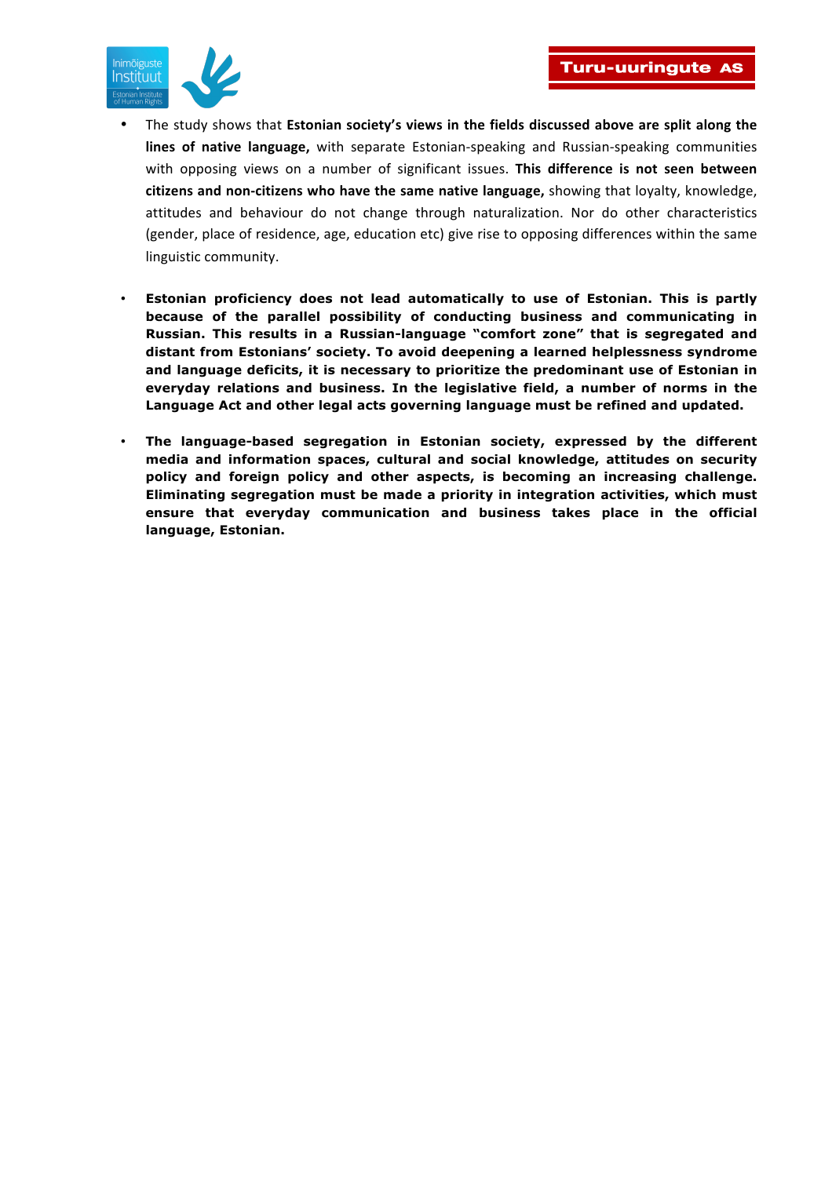- The study shows that **Estonian society's views in the fields discussed above are split along the lines of native language,** with separate Estonian-speaking and Russian-speaking communities with opposing views on a number of significant issues. **This difference is not seen between citizens and non-citizens who have the same native language,** showing that loyalty, knowledge, attitudes and behaviour do not change through naturalization. Nor do other characteristics (gender, place of residence, age, education etc) give rise to opposing differences within the same linguistic community.

- **Estonian proficiency does not lead automatically to use of Estonian. This is partly because of the parallel possibility of conducting business and communicating in Russian. This results in a Russian-language "comfort zone" that is segregated and distant from Estonians' society. To avoid deepening a learned helplessness syndrome and language deficits, it is necessary to prioritize the predominant use of Estonian in everyday relations and business. In the legislative field, a number of norms in the Language Act and other legal acts governing language must be refined and updated.**

- **The language-based segregation in Estonian society, expressed by the different media and information spaces, cultural and social knowledge, attitudes on security policy and foreign policy and other aspects, is becoming an increasing challenge. Eliminating segregation must be made a priority in integration activities, which must ensure that everyday communication and business takes place in the official language, Estonian.**